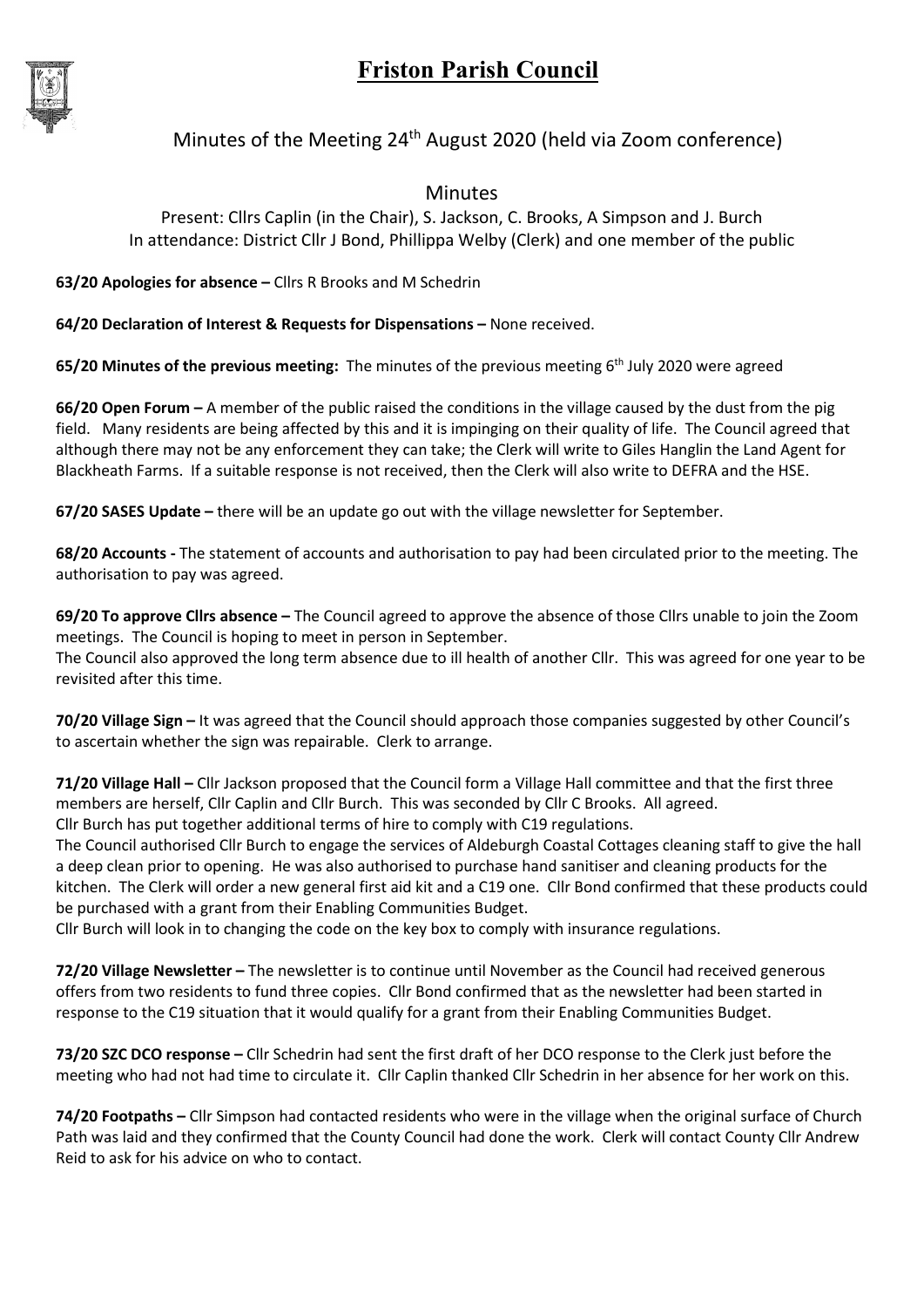# Friston Parish Council

## Minutes of the Meeting 24th August 2020 (held via Zoom conference)

### Minutes

Present: Cllrs Caplin (in the Chair), S. Jackson, C. Brooks, A Simpson and J. Burch
In attendance: District Cllr J Bond, Phillippa Welby (Clerk) and one member of the public

**63/20 Apologies for absence –** Cllrs R Brooks and M Schedrin

**64/20 Declaration of Interest & Requests for Dispensations –** None received.

**65/20 Minutes of the previous meeting:** The minutes of the previous meeting 6th July 2020 were agreed

**66/20 Open Forum –** A member of the public raised the conditions in the village caused by the dust from the pig field. Many residents are being affected by this and it is impinging on their quality of life. The Council agreed that although there may not be any enforcement they can take; the Clerk will write to Giles Hanglin the Land Agent for Blackheath Farms. If a suitable response is not received, then the Clerk will also write to DEFRA and the HSE.

**67/20 SASES Update –** there will be an update go out with the village newsletter for September.

**68/20 Accounts -** The statement of accounts and authorisation to pay had been circulated prior to the meeting. The authorisation to pay was agreed.

**69/20 To approve Cllrs absence –** The Council agreed to approve the absence of those Cllrs unable to join the Zoom meetings. The Council is hoping to meet in person in September.
The Council also approved the long term absence due to ill health of another Cllr. This was agreed for one year to be revisited after this time.

**70/20 Village Sign –** It was agreed that the Council should approach those companies suggested by other Council's to ascertain whether the sign was repairable. Clerk to arrange.

**71/20 Village Hall –** Cllr Jackson proposed that the Council form a Village Hall committee and that the first three members are herself, Cllr Caplin and Cllr Burch. This was seconded by Cllr C Brooks. All agreed.
Cllr Burch has put together additional terms of hire to comply with C19 regulations.
The Council authorised Cllr Burch to engage the services of Aldeburgh Coastal Cottages cleaning staff to give the hall a deep clean prior to opening. He was also authorised to purchase hand sanitiser and cleaning products for the kitchen. The Clerk will order a new general first aid kit and a C19 one. Cllr Bond confirmed that these products could be purchased with a grant from their Enabling Communities Budget.
Cllr Burch will look in to changing the code on the key box to comply with insurance regulations.

**72/20 Village Newsletter –** The newsletter is to continue until November as the Council had received generous offers from two residents to fund three copies. Cllr Bond confirmed that as the newsletter had been started in response to the C19 situation that it would qualify for a grant from their Enabling Communities Budget.

**73/20 SZC DCO response –** Cllr Schedrin had sent the first draft of her DCO response to the Clerk just before the meeting who had not had time to circulate it. Cllr Caplin thanked Cllr Schedrin in her absence for her work on this.

**74/20 Footpaths –** Cllr Simpson had contacted residents who were in the village when the original surface of Church Path was laid and they confirmed that the County Council had done the work. Clerk will contact County Cllr Andrew Reid to ask for his advice on who to contact.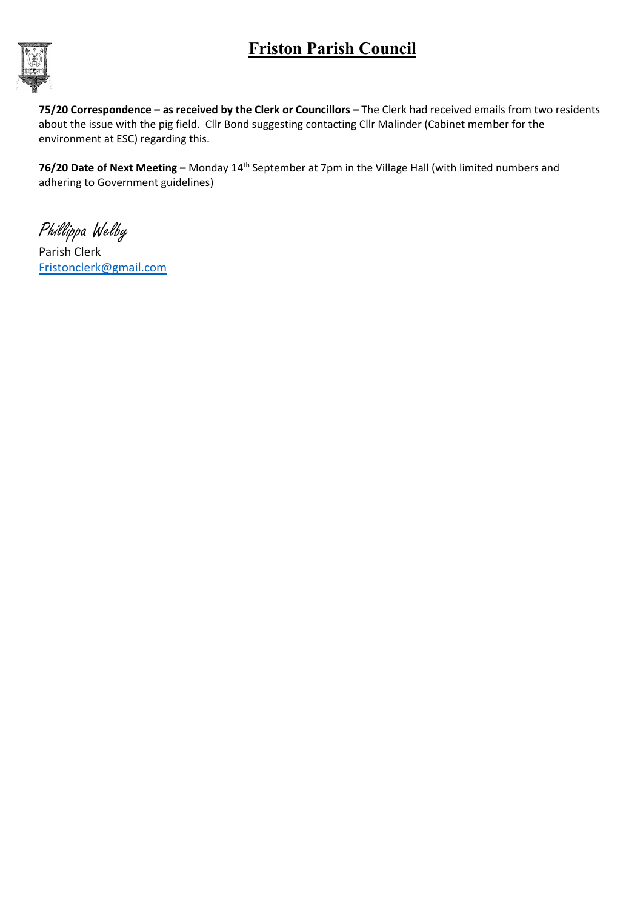# Friston Parish Council

**75/20 Correspondence – as received by the Clerk or Councillors –** The Clerk had received emails from two residents about the issue with the pig field. Cllr Bond suggesting contacting Cllr Malinder (Cabinet member for the environment at ESC) regarding this.

**76/20 Date of Next Meeting –** Monday 14th September at 7pm in the Village Hall (with limited numbers and adhering to Government guidelines)

*Phillippa Welby*

Parish Clerk

Fristonclerk@gmail.com